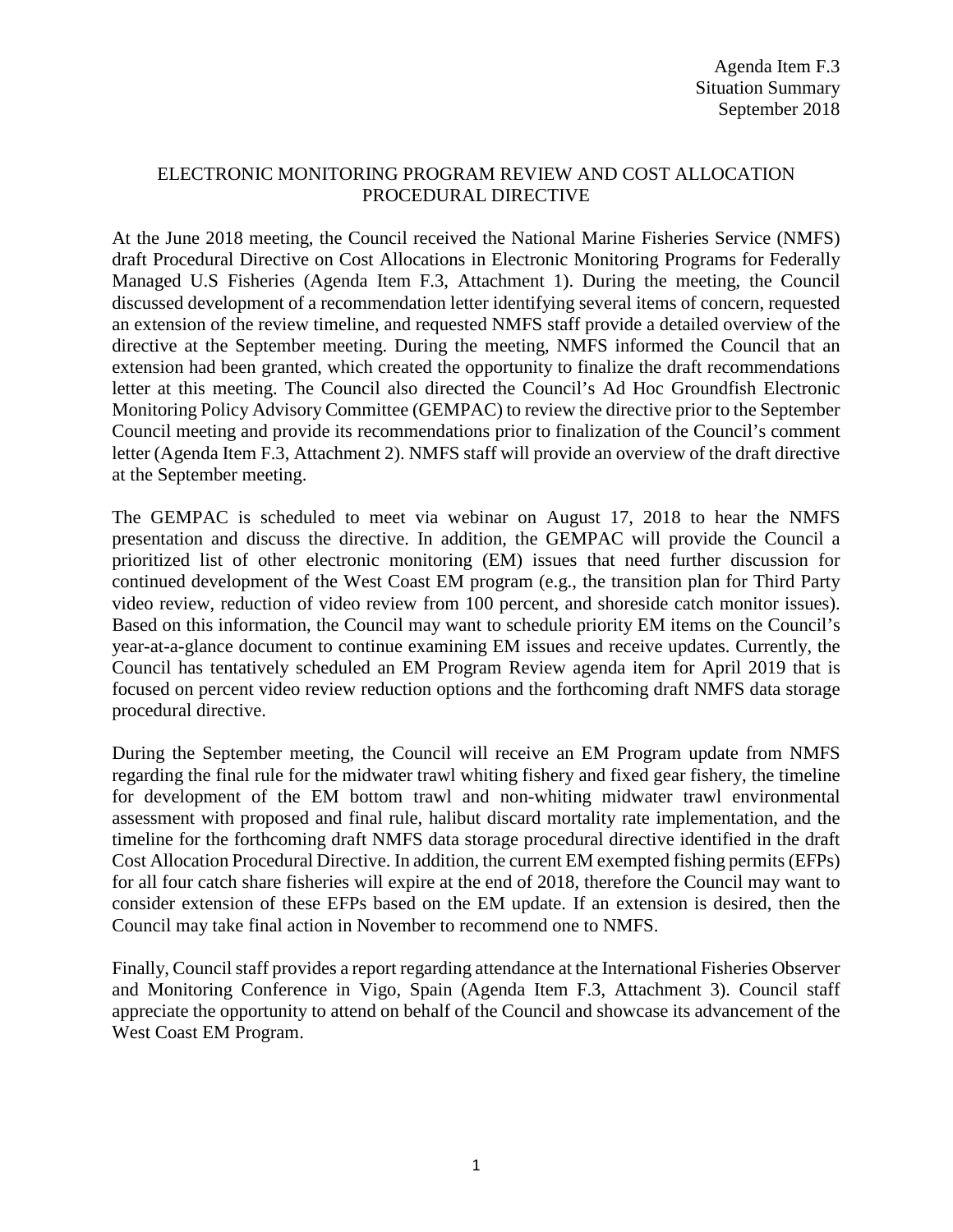Agenda Item F.3
Situation Summary
September 2018

# ELECTRONIC MONITORING PROGRAM REVIEW AND COST ALLOCATION PROCEDURAL DIRECTIVE

At the June 2018 meeting, the Council received the National Marine Fisheries Service (NMFS) draft Procedural Directive on Cost Allocations in Electronic Monitoring Programs for Federally Managed U.S Fisheries (Agenda Item F.3, Attachment 1). During the meeting, the Council discussed development of a recommendation letter identifying several items of concern, requested an extension of the review timeline, and requested NMFS staff provide a detailed overview of the directive at the September meeting. During the meeting, NMFS informed the Council that an extension had been granted, which created the opportunity to finalize the draft recommendations letter at this meeting. The Council also directed the Council's Ad Hoc Groundfish Electronic Monitoring Policy Advisory Committee (GEMPAC) to review the directive prior to the September Council meeting and provide its recommendations prior to finalization of the Council's comment letter (Agenda Item F.3, Attachment 2). NMFS staff will provide an overview of the draft directive at the September meeting.

The GEMPAC is scheduled to meet via webinar on August 17, 2018 to hear the NMFS presentation and discuss the directive. In addition, the GEMPAC will provide the Council a prioritized list of other electronic monitoring (EM) issues that need further discussion for continued development of the West Coast EM program (e.g., the transition plan for Third Party video review, reduction of video review from 100 percent, and shoreside catch monitor issues). Based on this information, the Council may want to schedule priority EM items on the Council's year-at-a-glance document to continue examining EM issues and receive updates. Currently, the Council has tentatively scheduled an EM Program Review agenda item for April 2019 that is focused on percent video review reduction options and the forthcoming draft NMFS data storage procedural directive.

During the September meeting, the Council will receive an EM Program update from NMFS regarding the final rule for the midwater trawl whiting fishery and fixed gear fishery, the timeline for development of the EM bottom trawl and non-whiting midwater trawl environmental assessment with proposed and final rule, halibut discard mortality rate implementation, and the timeline for the forthcoming draft NMFS data storage procedural directive identified in the draft Cost Allocation Procedural Directive. In addition, the current EM exempted fishing permits (EFPs) for all four catch share fisheries will expire at the end of 2018, therefore the Council may want to consider extension of these EFPs based on the EM update. If an extension is desired, then the Council may take final action in November to recommend one to NMFS.

Finally, Council staff provides a report regarding attendance at the International Fisheries Observer and Monitoring Conference in Vigo, Spain (Agenda Item F.3, Attachment 3). Council staff appreciate the opportunity to attend on behalf of the Council and showcase its advancement of the West Coast EM Program.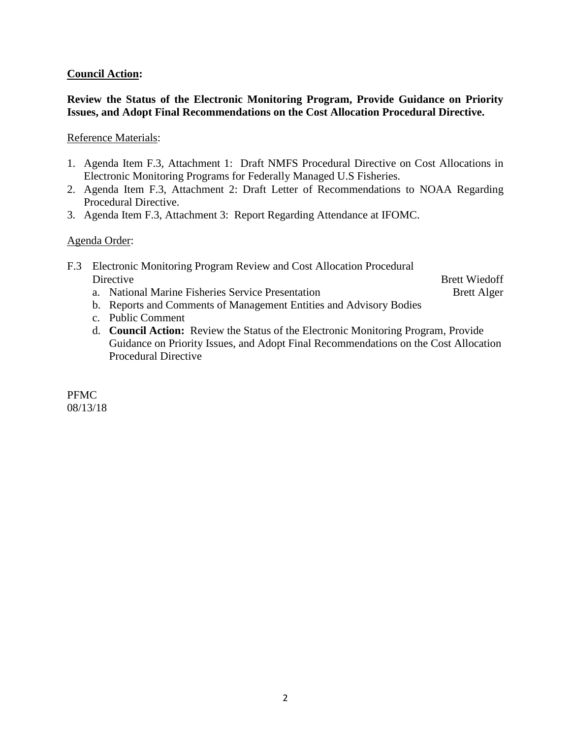**Council Action:**

**Review the Status of the Electronic Monitoring Program, Provide Guidance on Priority Issues, and Adopt Final Recommendations on the Cost Allocation Procedural Directive.**

Reference Materials:

1. Agenda Item F.3, Attachment 1: Draft NMFS Procedural Directive on Cost Allocations in Electronic Monitoring Programs for Federally Managed U.S Fisheries.
2. Agenda Item F.3, Attachment 2: Draft Letter of Recommendations to NOAA Regarding Procedural Directive.
3. Agenda Item F.3, Attachment 3: Report Regarding Attendance at IFOMC.

Agenda Order:

F.3 Electronic Monitoring Program Review and Cost Allocation Procedural Directive — Brett Wiedoff

a. National Marine Fisheries Service Presentation — Brett Alger
b. Reports and Comments of Management Entities and Advisory Bodies
c. Public Comment
d. **Council Action:** Review the Status of the Electronic Monitoring Program, Provide Guidance on Priority Issues, and Adopt Final Recommendations on the Cost Allocation Procedural Directive

PFMC
08/13/18